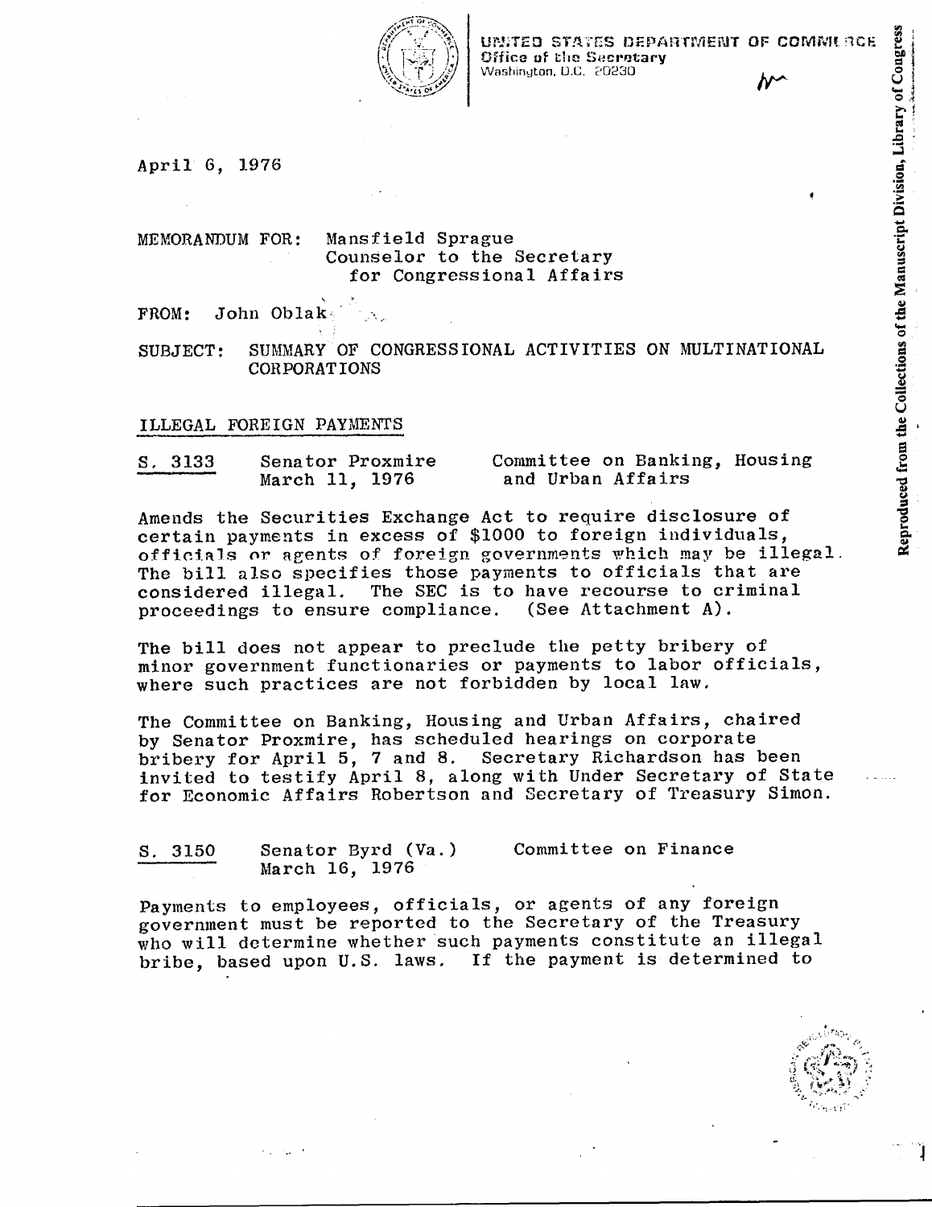UNITED STATES DEPARTMENT OF COMMERCE
Office of the Secretary
Washington, D.C. 20230

April 6, 1976

MEMORANDUM FOR: Mansfield Sprague
Counselor to the Secretary
for Congressional Affairs

FROM: John Oblak

SUBJECT: SUMMARY OF CONGRESSIONAL ACTIVITIES ON MULTINATIONAL CORPORATIONS

## ILLEGAL FOREIGN PAYMENTS

S. 3133 — Senator Proxmire, March 11, 1976 — Committee on Banking, Housing and Urban Affairs

Amends the Securities Exchange Act to require disclosure of certain payments in excess of $1000 to foreign individuals, officials or agents of foreign governments which may be illegal. The bill also specifies those payments to officials that are considered illegal. The SEC is to have recourse to criminal proceedings to ensure compliance. (See Attachment A).

The bill does not appear to preclude the petty bribery of minor government functionaries or payments to labor officials, where such practices are not forbidden by local law.

The Committee on Banking, Housing and Urban Affairs, chaired by Senator Proxmire, has scheduled hearings on corporate bribery for April 5, 7 and 8. Secretary Richardson has been invited to testify April 8, along with Under Secretary of State for Economic Affairs Robertson and Secretary of Treasury Simon.

S. 3150 — Senator Byrd (Va.), March 16, 1976 — Committee on Finance

Payments to employees, officials, or agents of any foreign government must be reported to the Secretary of the Treasury who will determine whether such payments constitute an illegal bribe, based upon U.S. laws. If the payment is determined to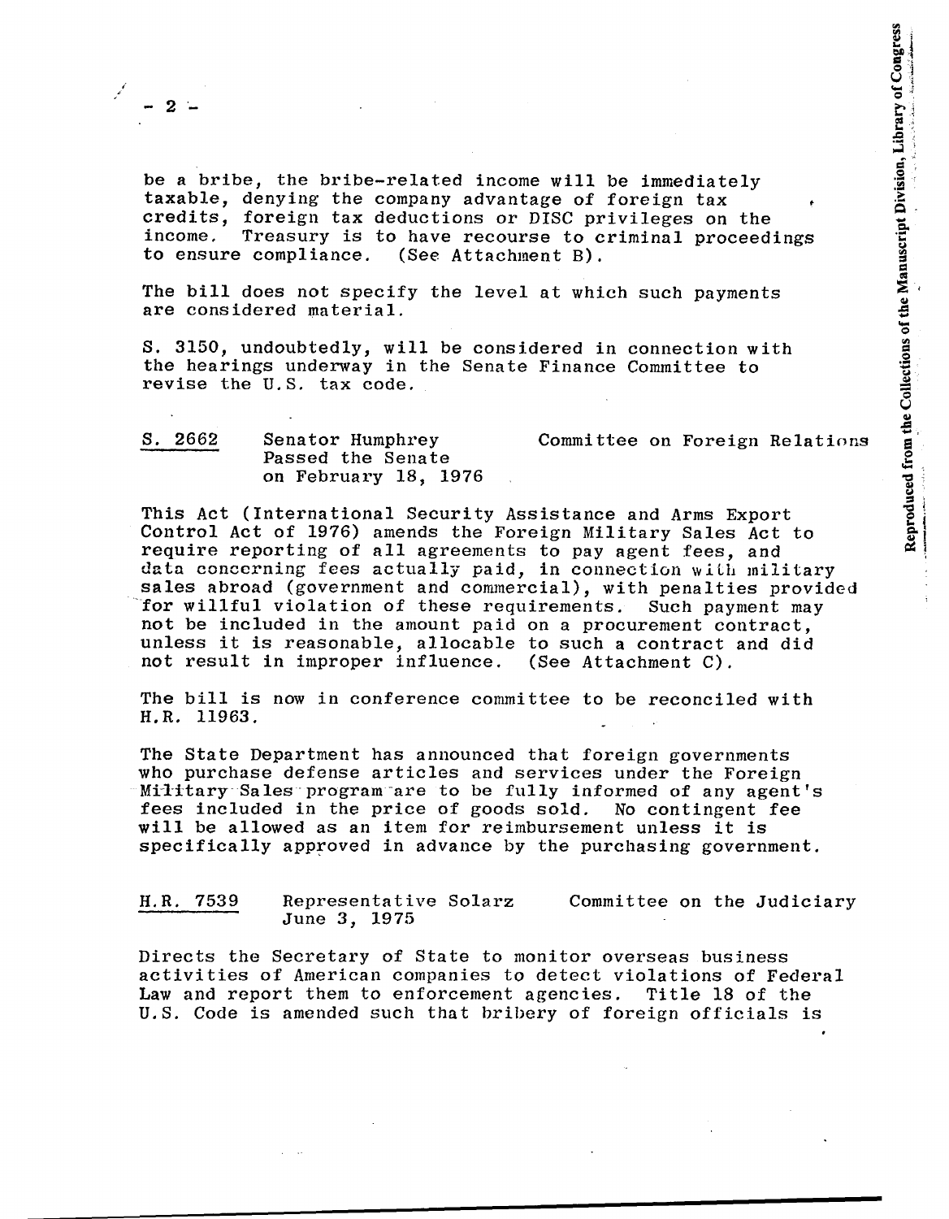be a bribe, the bribe-related income will be immediately taxable, denying the company advantage of foreign tax credits, foreign tax deductions or DISC privileges on the income. Treasury is to have recourse to criminal proceedings to ensure compliance. (See Attachment B).

The bill does not specify the level at which such payments are considered material.

S. 3150, undoubtedly, will be considered in connection with the hearings underway in the Senate Finance Committee to revise the U.S. tax code.

<u>S. 2662</u> Senator Humphrey Passed the Senate on February 18, 1976 — Committee on Foreign Relations

This Act (International Security Assistance and Arms Export Control Act of 1976) amends the Foreign Military Sales Act to require reporting of all agreements to pay agent fees, and data concerning fees actually paid, in connection with military sales abroad (government and commercial), with penalties provided for willful violation of these requirements. Such payment may not be included in the amount paid on a procurement contract, unless it is reasonable, allocable to such a contract and did not result in improper influence. (See Attachment C).

The bill is now in conference committee to be reconciled with H.R. 11963.

The State Department has announced that foreign governments who purchase defense articles and services under the Foreign Military Sales program are to be fully informed of any agent's fees included in the price of goods sold. No contingent fee will be allowed as an item for reimbursement unless it is specifically approved in advance by the purchasing government.

<u>H.R. 7539</u> Representative Solarz June 3, 1975 — Committee on the Judiciary

Directs the Secretary of State to monitor overseas business activities of American companies to detect violations of Federal Law and report them to enforcement agencies. Title 18 of the U.S. Code is amended such that bribery of foreign officials is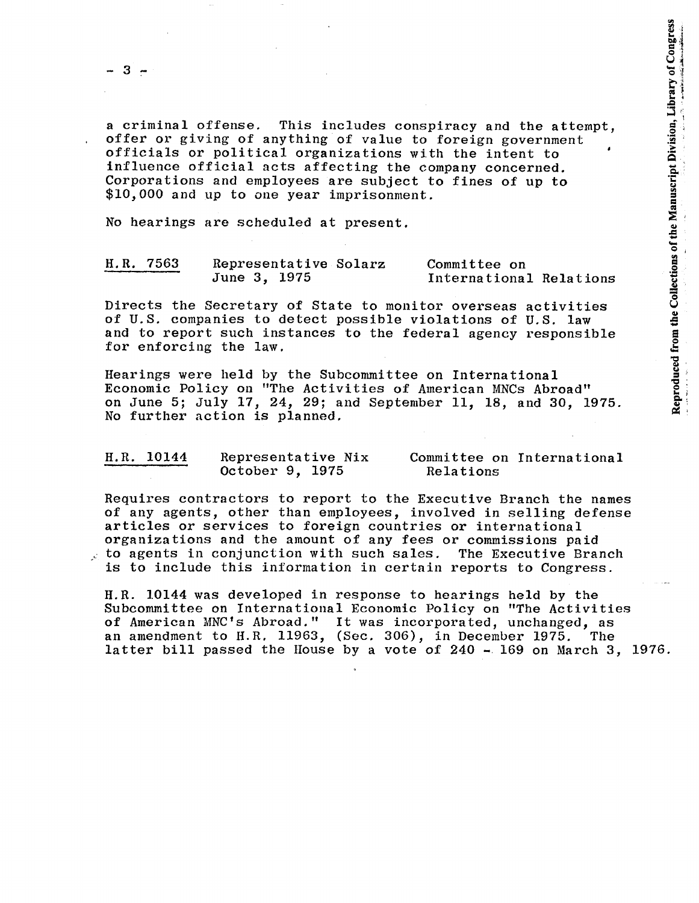a criminal offense. This includes conspiracy and the attempt, offer or giving of anything of value to foreign government officials or political organizations with the intent to influence official acts affecting the company concerned. Corporations and employees are subject to fines of up to $10,000 and up to one year imprisonment.

No hearings are scheduled at present.

| <u>H.R. 7563</u> | Representative Solarz<br>June 3, 1975 | Committee on<br>International Relations |
|---|---|---|

Directs the Secretary of State to monitor overseas activities of U.S. companies to detect possible violations of U.S. law and to report such instances to the federal agency responsible for enforcing the law.

Hearings were held by the Subcommittee on International Economic Policy on "The Activities of American MNCs Abroad" on June 5; July 17, 24, 29; and September 11, 18, and 30, 1975. No further action is planned.

| <u>H.R. 10144</u> | Representative Nix<br>October 9, 1975 | Committee on International<br>Relations |
|---|---|---|

Requires contractors to report to the Executive Branch the names of any agents, other than employees, involved in selling defense articles or services to foreign countries or international organizations and the amount of any fees or commissions paid to agents in conjunction with such sales. The Executive Branch is to include this information in certain reports to Congress.

H.R. 10144 was developed in response to hearings held by the Subcommittee on International Economic Policy on "The Activities of American MNC's Abroad." It was incorporated, unchanged, as an amendment to H.R. 11963, (Sec. 306), in December 1975. The latter bill passed the House by a vote of 240 - 169 on March 3, 1976.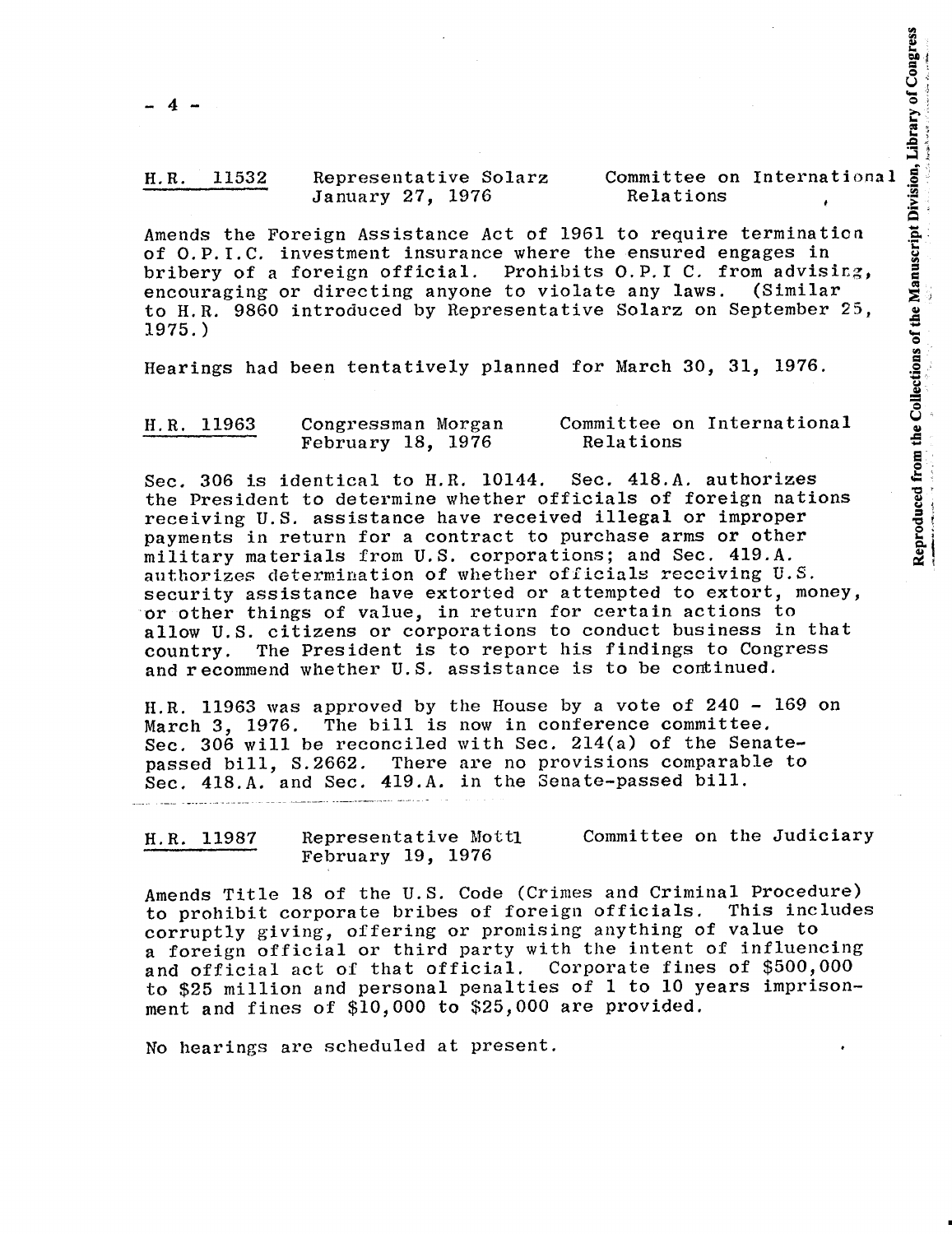**H.R. 11532** Representative Solarz, January 27, 1976 — Committee on International Relations

Amends the Foreign Assistance Act of 1961 to require termination of O.P.I.C. investment insurance where the ensured engages in bribery of a foreign official. Prohibits O.P.I C. from advising, encouraging or directing anyone to violate any laws. (Similar to H.R. 9860 introduced by Representative Solarz on September 25, 1975.)

Hearings had been tentatively planned for March 30, 31, 1976.

**H.R. 11963** Congressman Morgan, February 18, 1976 — Committee on International Relations

Sec. 306 is identical to H.R. 10144. Sec. 418.A. authorizes the President to determine whether officials of foreign nations receiving U.S. assistance have received illegal or improper payments in return for a contract to purchase arms or other military materials from U.S. corporations; and Sec. 419.A. authorizes determination of whether officials receiving U.S. security assistance have extorted or attempted to extort, money, or other things of value, in return for certain actions to allow U.S. citizens or corporations to conduct business in that country. The President is to report his findings to Congress and recommend whether U.S. assistance is to be continued.

H.R. 11963 was approved by the House by a vote of 240 - 169 on March 3, 1976. The bill is now in conference committee. Sec. 306 will be reconciled with Sec. 214(a) of the Senate-passed bill, S.2662. There are no provisions comparable to Sec. 418.A. and Sec. 419.A. in the Senate-passed bill.

---

**H.R. 11987** Representative Mottl, February 19, 1976 — Committee on the Judiciary

Amends Title 18 of the U.S. Code (Crimes and Criminal Procedure) to prohibit corporate bribes of foreign officials. This includes corruptly giving, offering or promising anything of value to a foreign official or third party with the intent of influencing and official act of that official. Corporate fines of $500,000 to $25 million and personal penalties of 1 to 10 years imprisonment and fines of $10,000 to $25,000 are provided.

No hearings are scheduled at present.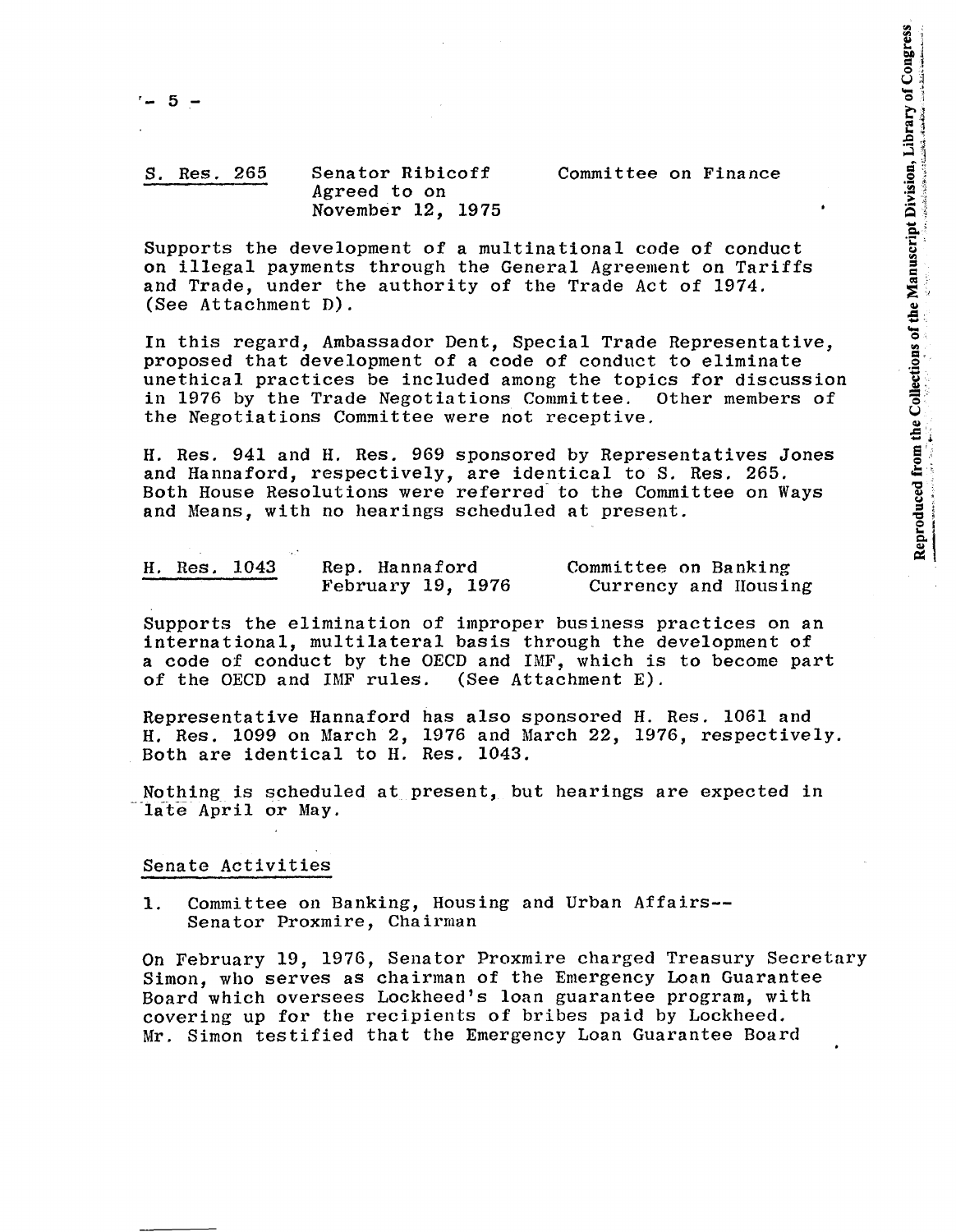S. Res. 265 Senator Ribicoff Committee on Finance
Agreed to on
November 12, 1975

Supports the development of a multinational code of conduct on illegal payments through the General Agreement on Tariffs and Trade, under the authority of the Trade Act of 1974. (See Attachment D).

In this regard, Ambassador Dent, Special Trade Representative, proposed that development of a code of conduct to eliminate unethical practices be included among the topics for discussion in 1976 by the Trade Negotiations Committee. Other members of the Negotiations Committee were not receptive.

H. Res. 941 and H. Res. 969 sponsored by Representatives Jones and Hannaford, respectively, are identical to S. Res. 265. Both House Resolutions were referred to the Committee on Ways and Means, with no hearings scheduled at present.

H. Res. 1043 Rep. Hannaford Committee on Banking
February 19, 1976 Currency and Housing

Supports the elimination of improper business practices on an international, multilateral basis through the development of a code of conduct by the OECD and IMF, which is to become part of the OECD and IMF rules. (See Attachment E).

Representative Hannaford has also sponsored H. Res. 1061 and H. Res. 1099 on March 2, 1976 and March 22, 1976, respectively. Both are identical to H. Res. 1043.

Nothing is scheduled at present, but hearings are expected in late April or May.

## Senate Activities

1. Committee on Banking, Housing and Urban Affairs-- Senator Proxmire, Chairman

On February 19, 1976, Senator Proxmire charged Treasury Secretary Simon, who serves as chairman of the Emergency Loan Guarantee Board which oversees Lockheed's loan guarantee program, with covering up for the recipients of bribes paid by Lockheed. Mr. Simon testified that the Emergency Loan Guarantee Board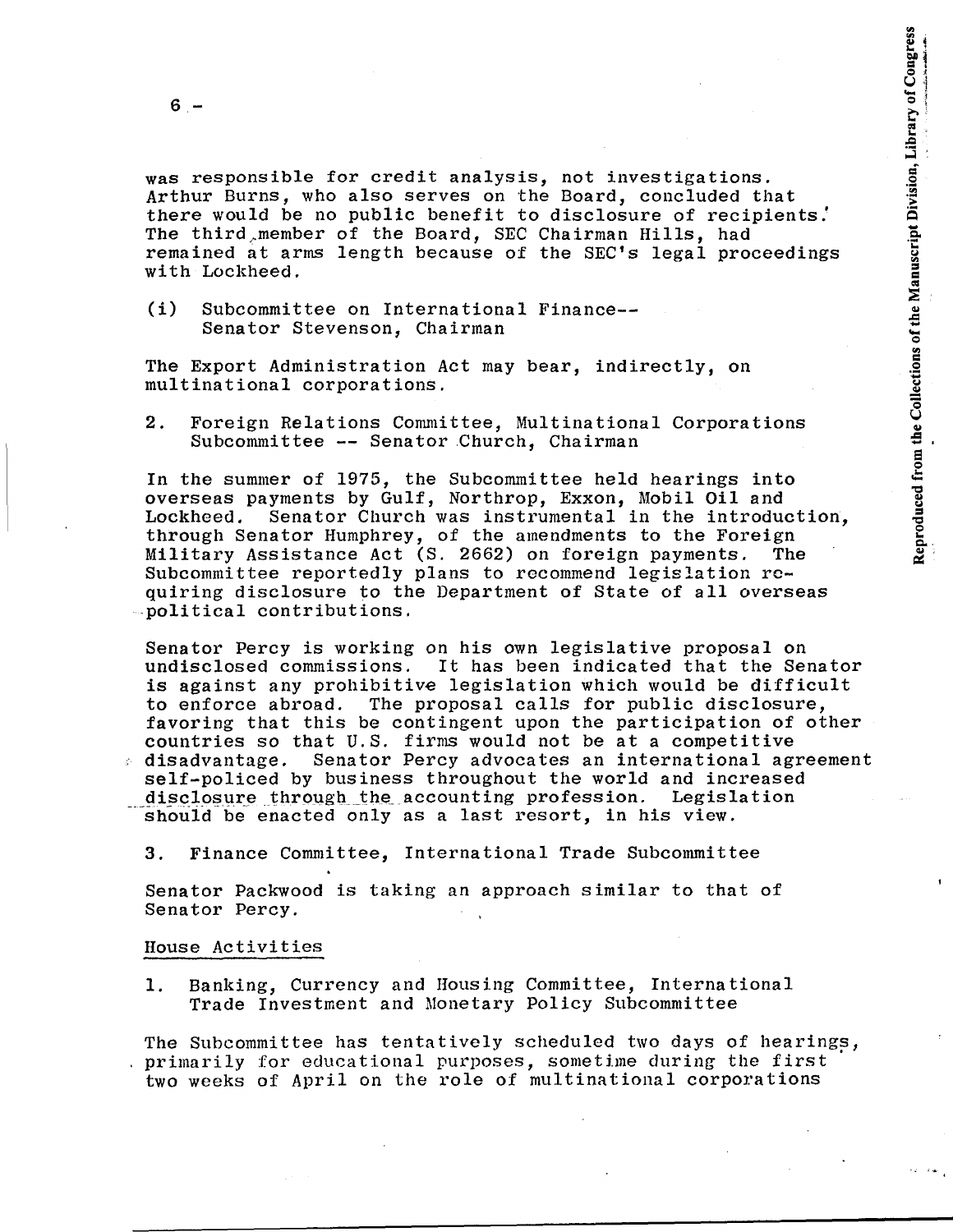was responsible for credit analysis, not investigations. Arthur Burns, who also serves on the Board, concluded that there would be no public benefit to disclosure of recipients. The third member of the Board, SEC Chairman Hills, had remained at arms length because of the SEC's legal proceedings with Lockheed.

(i) Subcommittee on International Finance-- Senator Stevenson, Chairman

The Export Administration Act may bear, indirectly, on multinational corporations.

2. Foreign Relations Committee, Multinational Corporations Subcommittee -- Senator Church, Chairman

In the summer of 1975, the Subcommittee held hearings into overseas payments by Gulf, Northrop, Exxon, Mobil Oil and Lockheed. Senator Church was instrumental in the introduction, through Senator Humphrey, of the amendments to the Foreign Military Assistance Act (S. 2662) on foreign payments. The Subcommittee reportedly plans to recommend legislation requiring disclosure to the Department of State of all overseas political contributions.

Senator Percy is working on his own legislative proposal on undisclosed commissions. It has been indicated that the Senator is against any prohibitive legislation which would be difficult to enforce abroad. The proposal calls for public disclosure, favoring that this be contingent upon the participation of other countries so that U.S. firms would not be at a competitive disadvantage. Senator Percy advocates an international agreement self-policed by business throughout the world and increased disclosure through the accounting profession. Legislation should be enacted only as a last resort, in his view.

3. Finance Committee, International Trade Subcommittee

Senator Packwood is taking an approach similar to that of Senator Percy.

House Activities

1. Banking, Currency and Housing Committee, International Trade Investment and Monetary Policy Subcommittee

The Subcommittee has tentatively scheduled two days of hearings, primarily for educational purposes, sometime during the first two weeks of April on the role of multinational corporations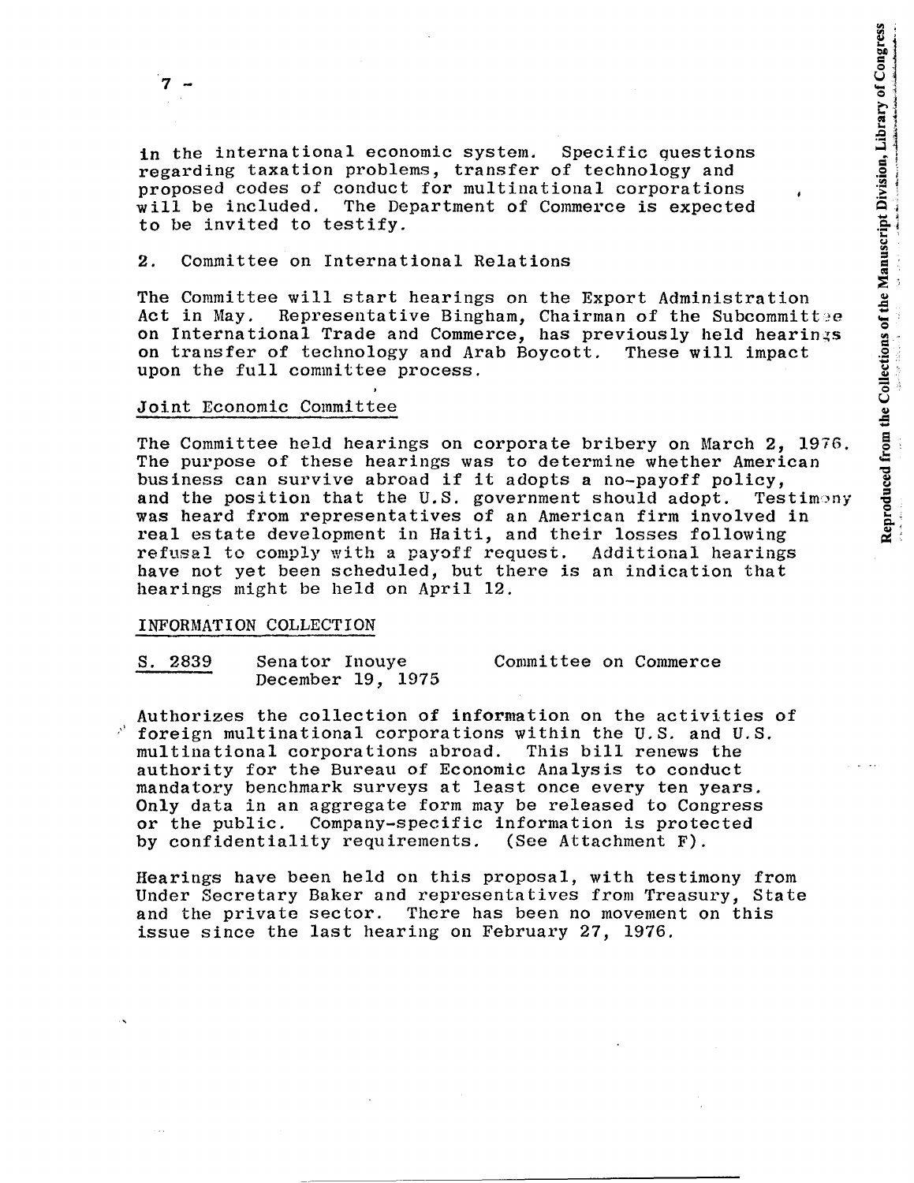in the international economic system. Specific questions regarding taxation problems, transfer of technology and proposed codes of conduct for multinational corporations will be included. The Department of Commerce is expected to be invited to testify.

2. Committee on International Relations

The Committee will start hearings on the Export Administration Act in May. Representative Bingham, Chairman of the Subcommittee on International Trade and Commerce, has previously held hearings on transfer of technology and Arab Boycott. These will impact upon the full committee process.

Joint Economic Committee

The Committee held hearings on corporate bribery on March 2, 1976. The purpose of these hearings was to determine whether American business can survive abroad if it adopts a no-payoff policy, and the position that the U.S. government should adopt. Testimony was heard from representatives of an American firm involved in real estate development in Haiti, and their losses following refusal to comply with a payoff request. Additional hearings have not yet been scheduled, but there is an indication that hearings might be held on April 12.

INFORMATION COLLECTION

S. 2839 Senator Inouye Committee on Commerce
December 19, 1975

Authorizes the collection of information on the activities of foreign multinational corporations within the U.S. and U.S. multinational corporations abroad. This bill renews the authority for the Bureau of Economic Analysis to conduct mandatory benchmark surveys at least once every ten years. Only data in an aggregate form may be released to Congress or the public. Company-specific information is protected by confidentiality requirements. (See Attachment F).

Hearings have been held on this proposal, with testimony from Under Secretary Baker and representatives from Treasury, State and the private sector. There has been no movement on this issue since the last hearing on February 27, 1976.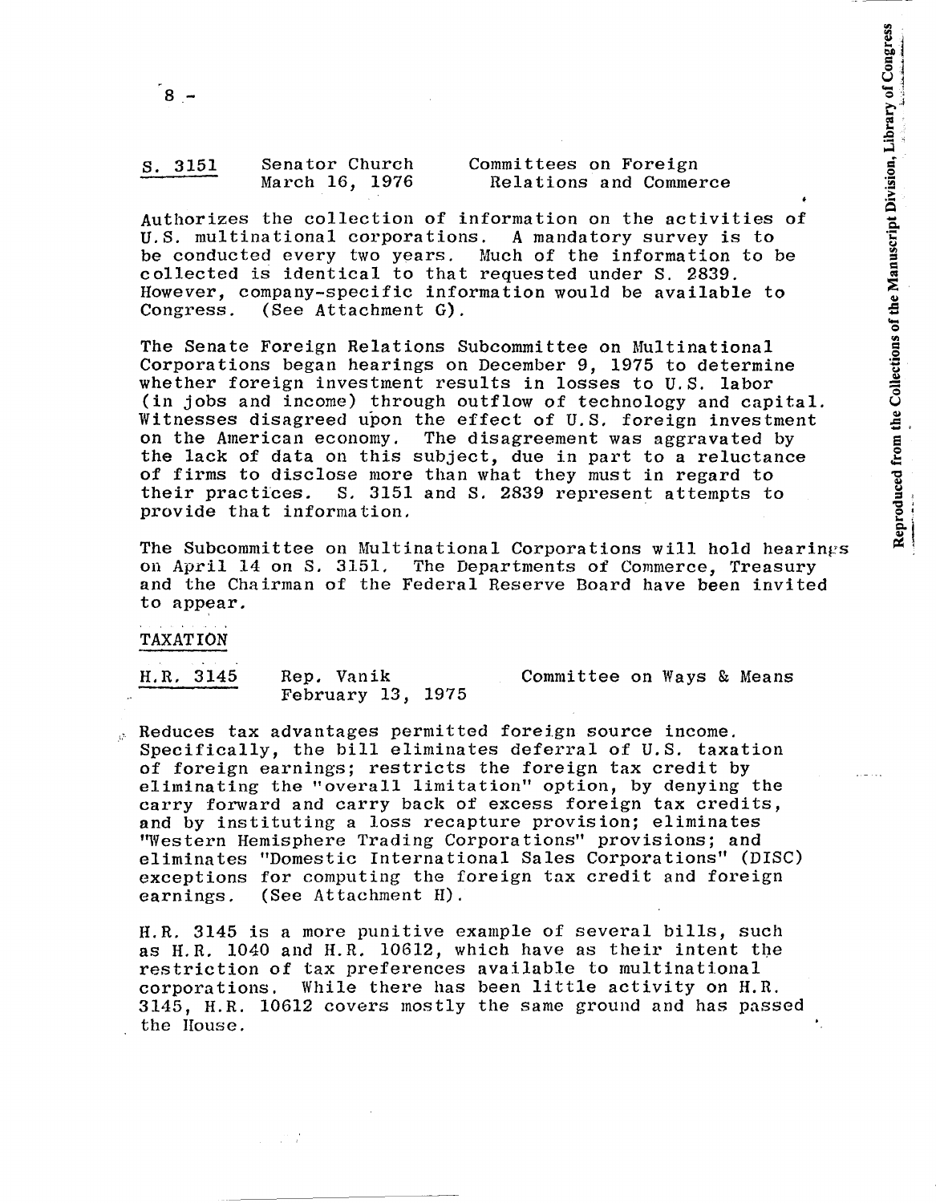**S. 3151** Senator Church Committees on Foreign
March 16, 1976 Relations and Commerce

Authorizes the collection of information on the activities of U.S. multinational corporations. A mandatory survey is to be conducted every two years. Much of the information to be collected is identical to that requested under S. 2839. However, company-specific information would be available to Congress. (See Attachment G).

The Senate Foreign Relations Subcommittee on Multinational Corporations began hearings on December 9, 1975 to determine whether foreign investment results in losses to U.S. labor (in jobs and income) through outflow of technology and capital. Witnesses disagreed upon the effect of U.S. foreign investment on the American economy. The disagreement was aggravated by the lack of data on this subject, due in part to a reluctance of firms to disclose more than what they must in regard to their practices. S. 3151 and S. 2839 represent attempts to provide that information.

The Subcommittee on Multinational Corporations will hold hearings on April 14 on S. 3151. The Departments of Commerce, Treasury and the Chairman of the Federal Reserve Board have been invited to appear.

TAXATION

**H.R. 3145** Rep. Vanik Committee on Ways & Means
February 13, 1975

Reduces tax advantages permitted foreign source income. Specifically, the bill eliminates deferral of U.S. taxation of foreign earnings; restricts the foreign tax credit by eliminating the "overall limitation" option, by denying the carry forward and carry back of excess foreign tax credits, and by instituting a loss recapture provision; eliminates "Western Hemisphere Trading Corporations" provisions; and eliminates "Domestic International Sales Corporations" (DISC) exceptions for computing the foreign tax credit and foreign earnings. (See Attachment H).

H.R. 3145 is a more punitive example of several bills, such as H.R. 1040 and H.R. 10612, which have as their intent the restriction of tax preferences available to multinational corporations. While there has been little activity on H.R. 3145, H.R. 10612 covers mostly the same ground and has passed the House.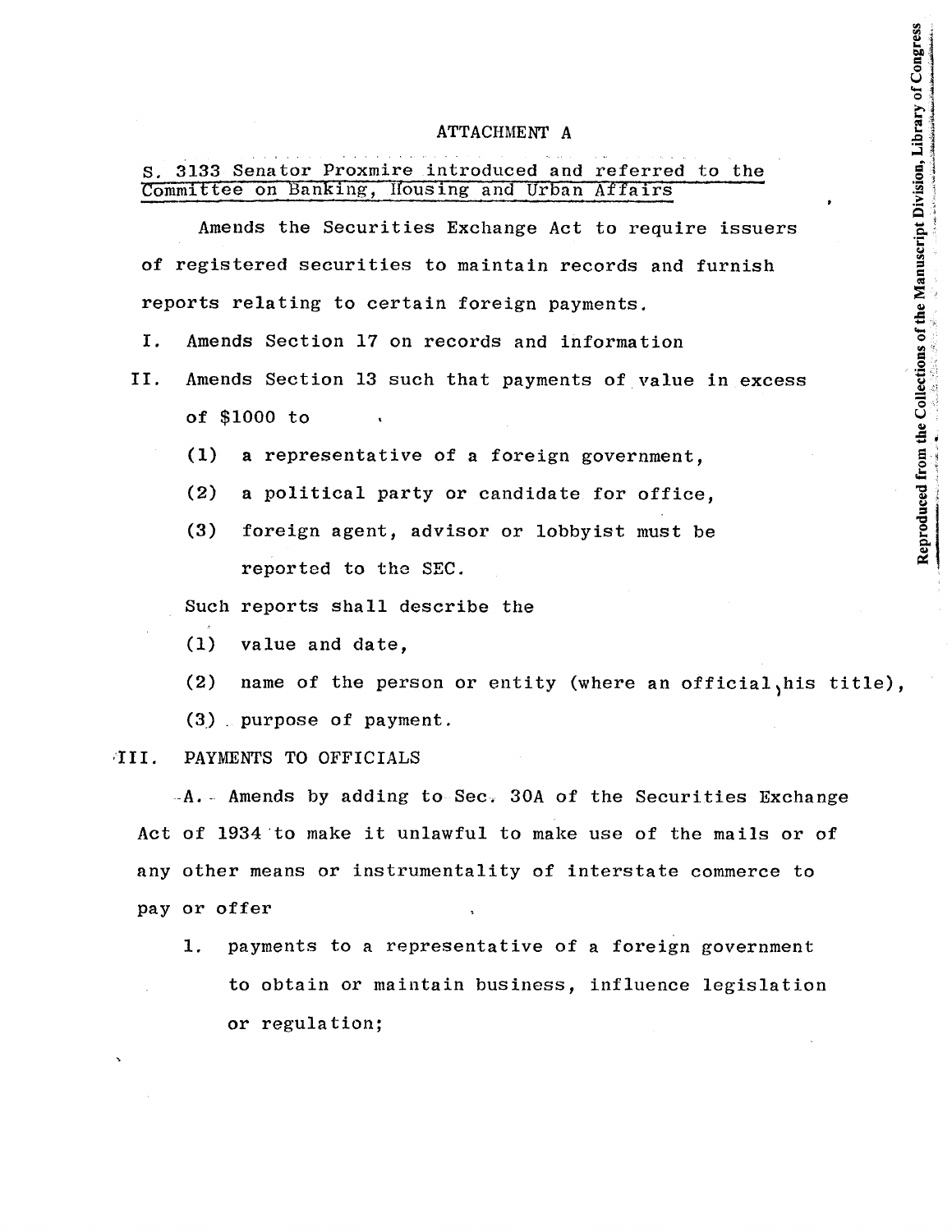# ATTACHMENT A

S. 3133 Senator Proxmire introduced and referred to the Committee on Banking, Housing and Urban Affairs

Amends the Securities Exchange Act to require issuers of registered securities to maintain records and furnish reports relating to certain foreign payments.

I. Amends Section 17 on records and information

II. Amends Section 13 such that payments of value in excess of $1000 to

   (1) a representative of a foreign government,

   (2) a political party or candidate for office,

   (3) foreign agent, advisor or lobbyist must be reported to the SEC.

   Such reports shall describe the

   (1) value and date,

   (2) name of the person or entity (where an official, his title),

   (3) purpose of payment.

III. PAYMENTS TO OFFICIALS

A. Amends by adding to Sec. 30A of the Securities Exchange Act of 1934 to make it unlawful to make use of the mails or of any other means or instrumentality of interstate commerce to pay or offer

   1. payments to a representative of a foreign government to obtain or maintain business, influence legislation or regulation;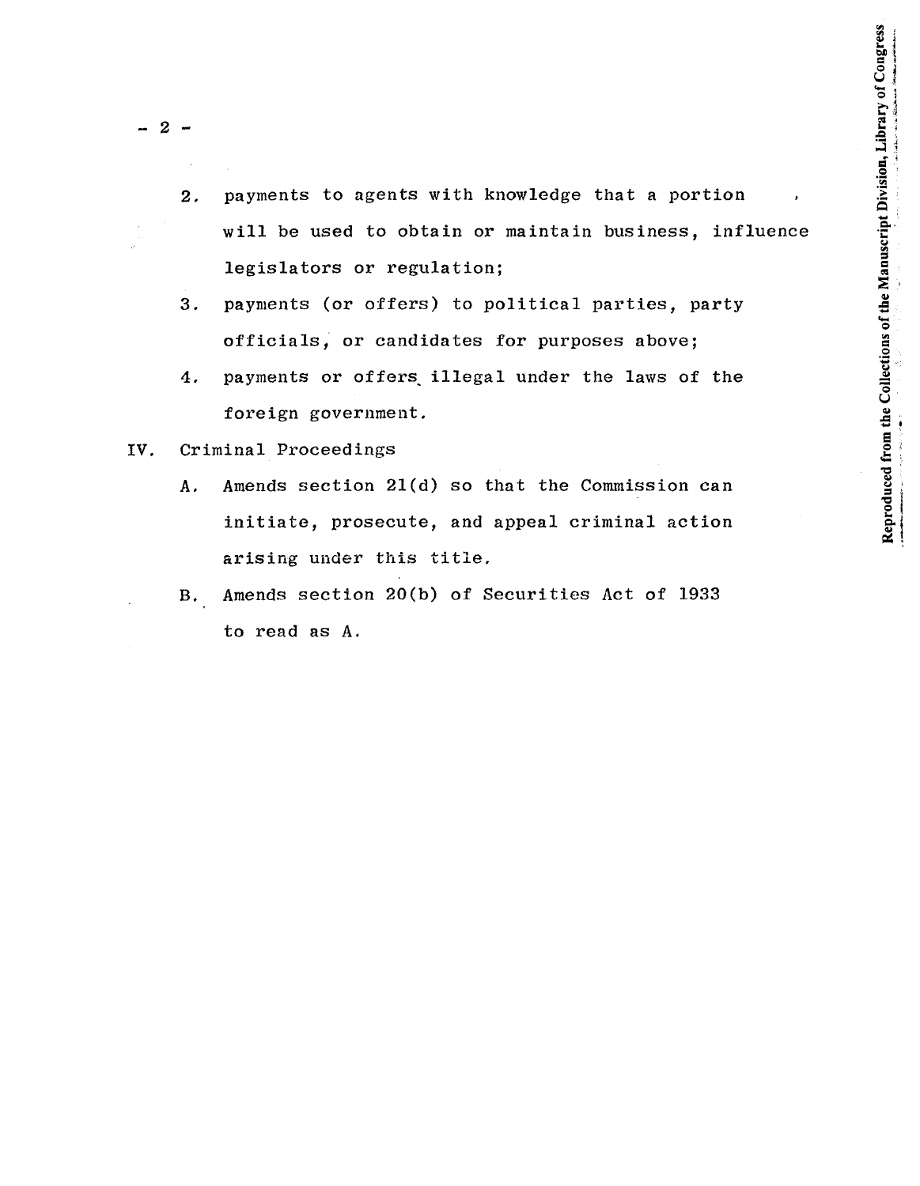2. payments to agents with knowledge that a portion will be used to obtain or maintain business, influence legislators or regulation;

3. payments (or offers) to political parties, party officials, or candidates for purposes above;

4. payments or offers illegal under the laws of the foreign government.

IV. Criminal Proceedings

A. Amends section 21(d) so that the Commission can initiate, prosecute, and appeal criminal action arising under this title.

B. Amends section 20(b) of Securities Act of 1933 to read as A.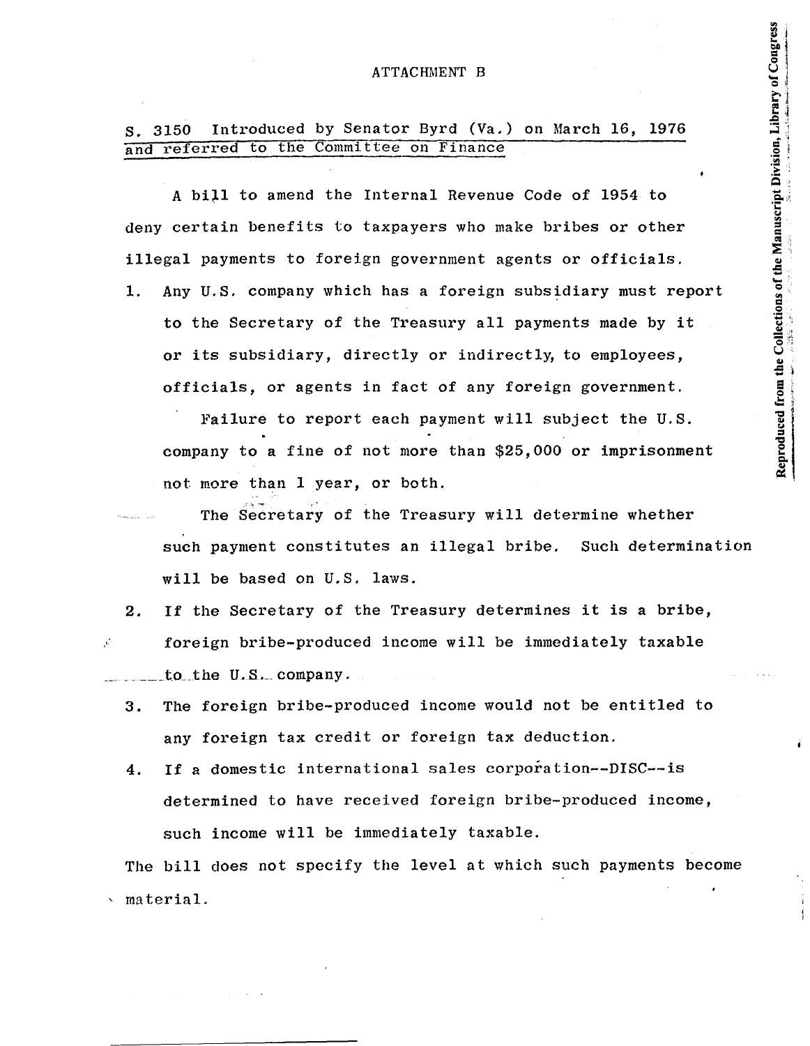ATTACHMENT B

S. 3150 Introduced by Senator Byrd (Va.) on March 16, 1976 and referred to the Committee on Finance

A bill to amend the Internal Revenue Code of 1954 to deny certain benefits to taxpayers who make bribes or other illegal payments to foreign government agents or officials.

1. Any U.S. company which has a foreign subsidiary must report to the Secretary of the Treasury all payments made by it or its subsidiary, directly or indirectly, to employees, officials, or agents in fact of any foreign government.

   Failure to report each payment will subject the U.S. company to a fine of not more than $25,000 or imprisonment not more than 1 year, or both.

   The Secretary of the Treasury will determine whether such payment constitutes an illegal bribe. Such determination will be based on U.S. laws.

2. If the Secretary of the Treasury determines it is a bribe, foreign bribe-produced income will be immediately taxable to the U.S. company.

3. The foreign bribe-produced income would not be entitled to any foreign tax credit or foreign tax deduction.

4. If a domestic international sales corporation--DISC--is determined to have received foreign bribe-produced income, such income will be immediately taxable.

The bill does not specify the level at which such payments become material.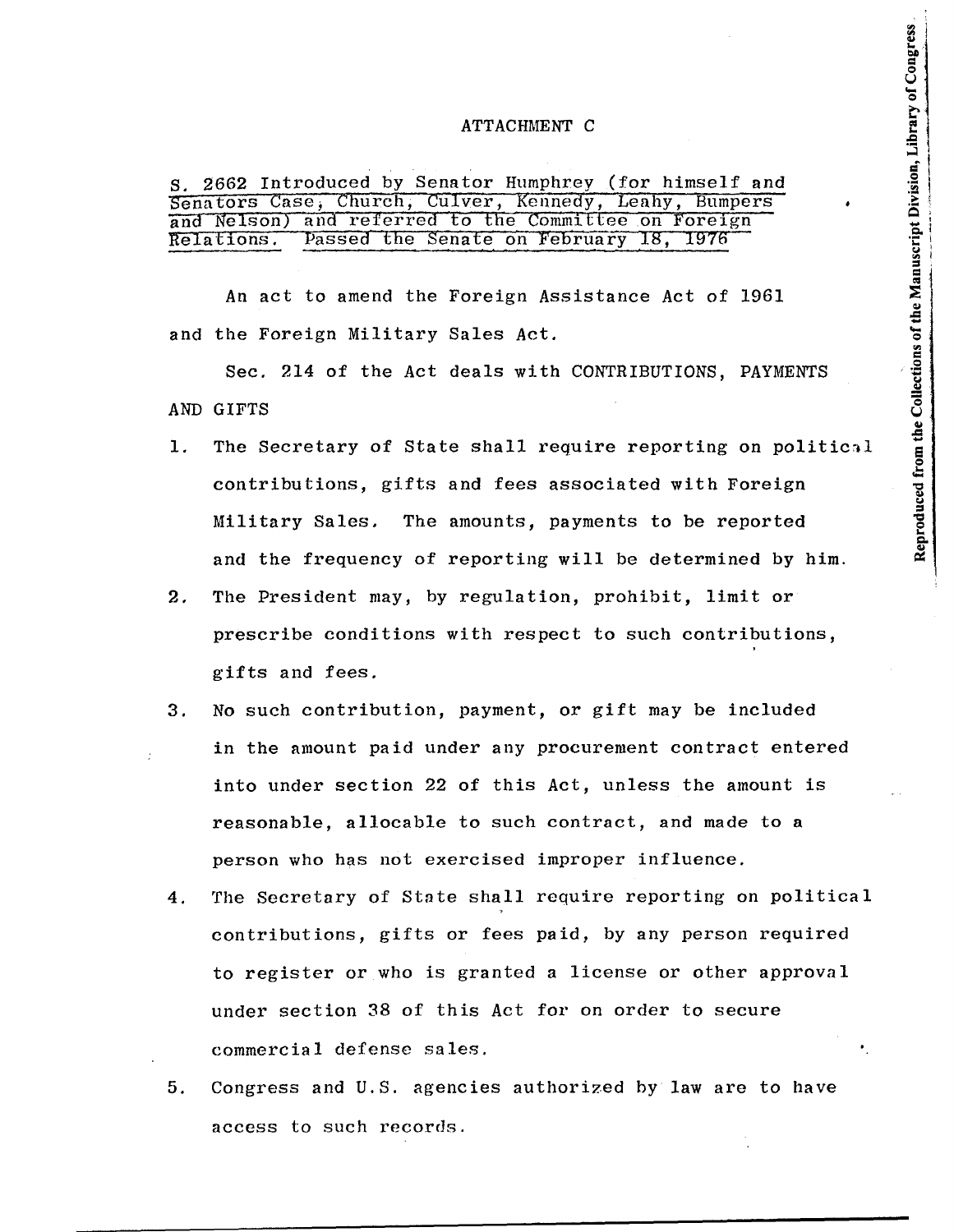ATTACHMENT C

S. 2662 Introduced by Senator Humphrey (for himself and Senators Case, Church, Culver, Kennedy, Leahy, Bumpers and Nelson) and referred to the Committee on Foreign Relations. Passed the Senate on February 18, 1976

An act to amend the Foreign Assistance Act of 1961 and the Foreign Military Sales Act.

Sec. 214 of the Act deals with CONTRIBUTIONS, PAYMENTS AND GIFTS

1. The Secretary of State shall require reporting on political contributions, gifts and fees associated with Foreign Military Sales. The amounts, payments to be reported and the frequency of reporting will be determined by him.
2. The President may, by regulation, prohibit, limit or prescribe conditions with respect to such contributions, gifts and fees.
3. No such contribution, payment, or gift may be included in the amount paid under any procurement contract entered into under section 22 of this Act, unless the amount is reasonable, allocable to such contract, and made to a person who has not exercised improper influence.
4. The Secretary of State shall require reporting on political contributions, gifts or fees paid, by any person required to register or who is granted a license or other approval under section 38 of this Act for on order to secure commercial defense sales.
5. Congress and U.S. agencies authorized by law are to have access to such records.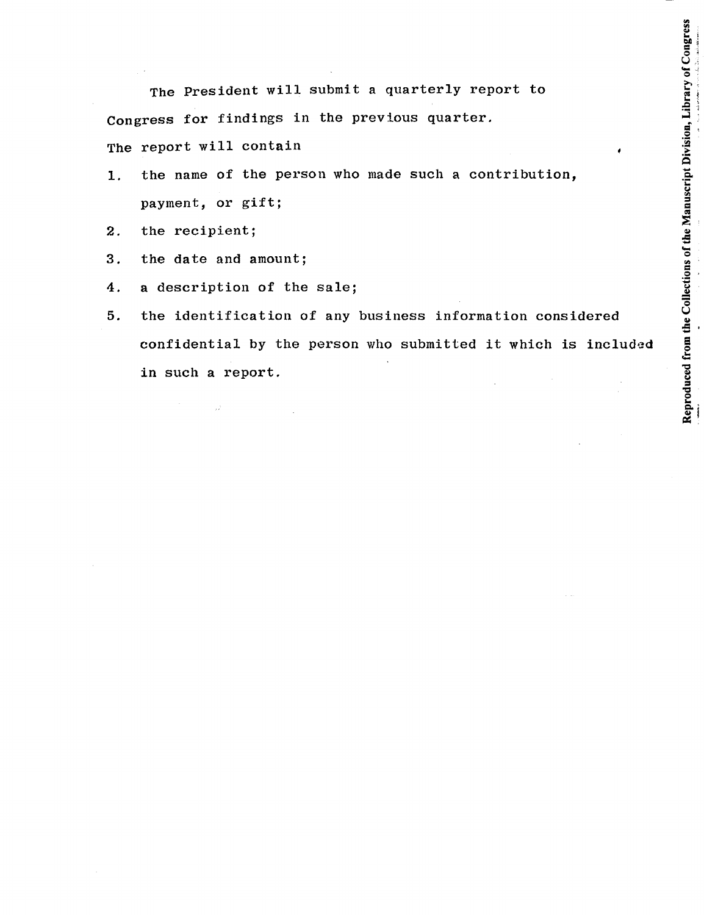The President will submit a quarterly report to Congress for findings in the previous quarter.

The report will contain

1. the name of the person who made such a contribution, payment, or gift;
2. the recipient;
3. the date and amount;
4. a description of the sale;
5. the identification of any business information considered confidential by the person who submitted it which is included in such a report.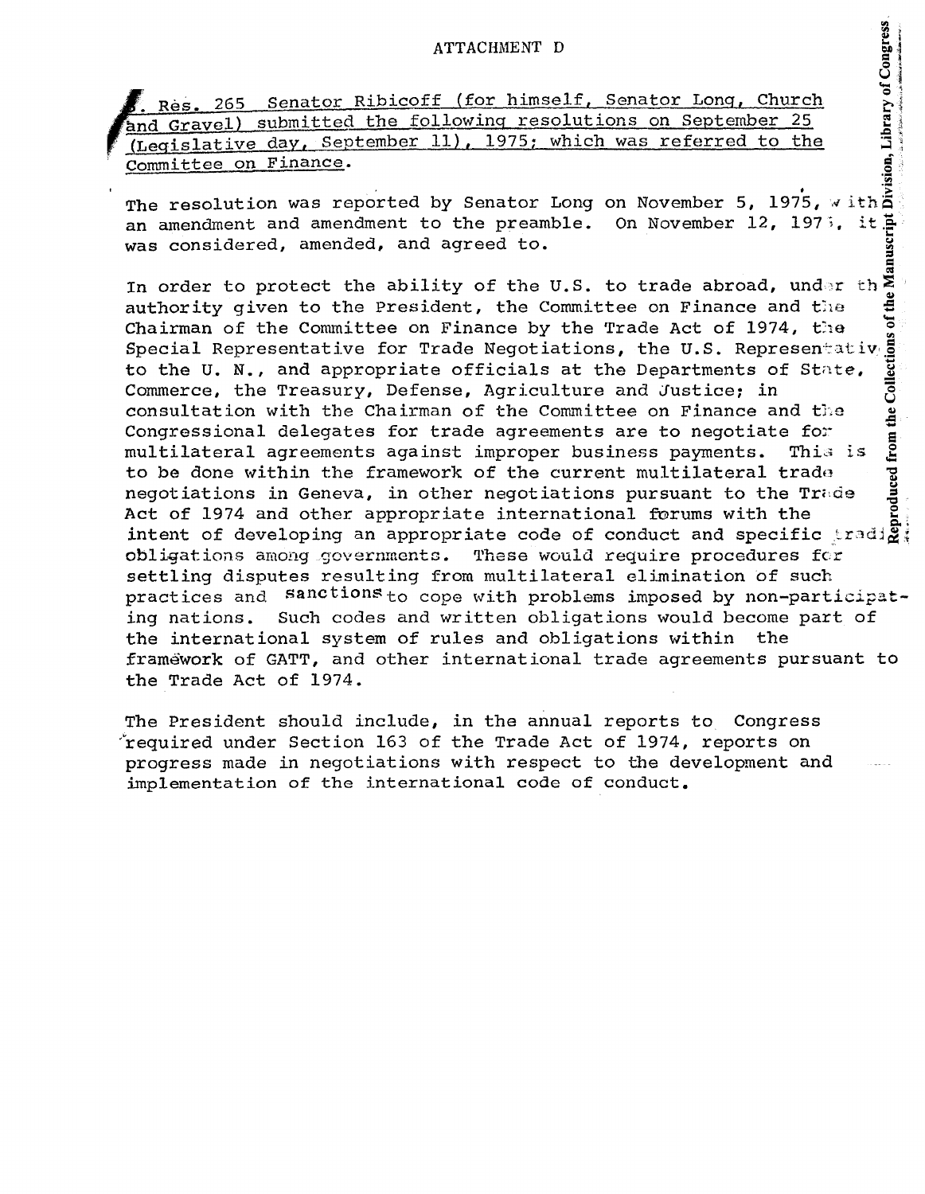ATTACHMENT D

S. Res. 265 Senator Ribicoff (for himself, Senator Long, Church and Gravel) submitted the following resolutions on September 25 (Legislative day, September 11), 1975; which was referred to the Committee on Finance.

The resolution was reported by Senator Long on November 5, 1975, with an amendment and amendment to the preamble. On November 12, 1975, it was considered, amended, and agreed to.

In order to protect the ability of the U.S. to trade abroad, under the authority given to the President, the Committee on Finance and the Chairman of the Committee on Finance by the Trade Act of 1974, the Special Representative for Trade Negotiations, the U.S. Representative to the U. N., and appropriate officials at the Departments of State, Commerce, the Treasury, Defense, Agriculture and Justice; in consultation with the Chairman of the Committee on Finance and the Congressional delegates for trade agreements are to negotiate for multilateral agreements against improper business payments. This is to be done within the framework of the current multilateral trade negotiations in Geneva, in other negotiations pursuant to the Trade Act of 1974 and other appropriate international forums with the intent of developing an appropriate code of conduct and specific trading obligations among governments. These would require procedures for settling disputes resulting from multilateral elimination of such practices and sanctions to cope with problems imposed by non-participating nations. Such codes and written obligations would become part of the international system of rules and obligations within the framework of GATT, and other international trade agreements pursuant to the Trade Act of 1974.

The President should include, in the annual reports to Congress required under Section 163 of the Trade Act of 1974, reports on progress made in negotiations with respect to the development and implementation of the international code of conduct.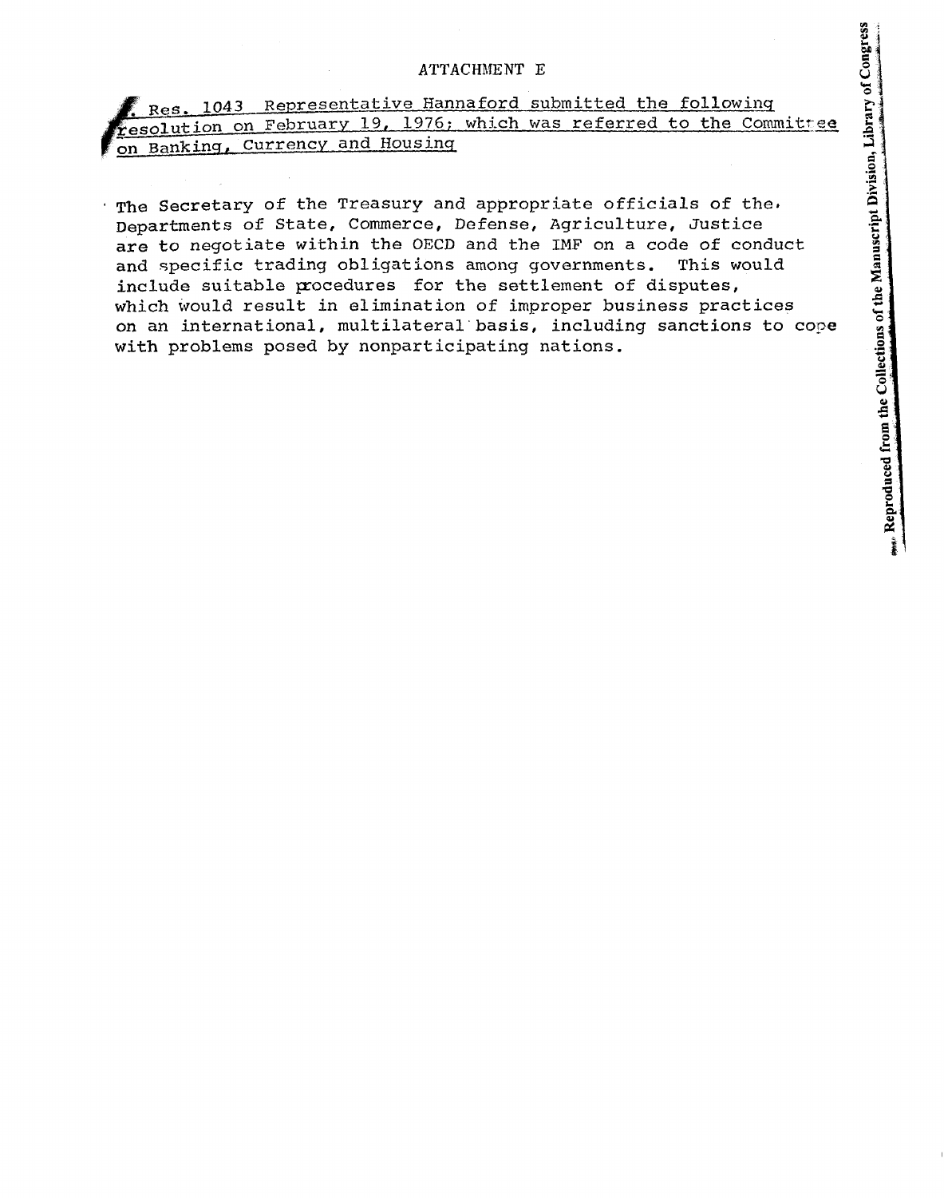ATTACHMENT E

H. Res. 1043 Representative Hannaford submitted the following resolution on February 19, 1976; which was referred to the Committee on Banking, Currency and Housing

The Secretary of the Treasury and appropriate officials of the Departments of State, Commerce, Defense, Agriculture, Justice are to negotiate within the OECD and the IMF on a code of conduct and specific trading obligations among governments. This would include suitable procedures for the settlement of disputes, which would result in elimination of improper business practices on an international, multilateral basis, including sanctions to cope with problems posed by nonparticipating nations.

Reproduced from the Collections of the Manuscript Division, Library of Congress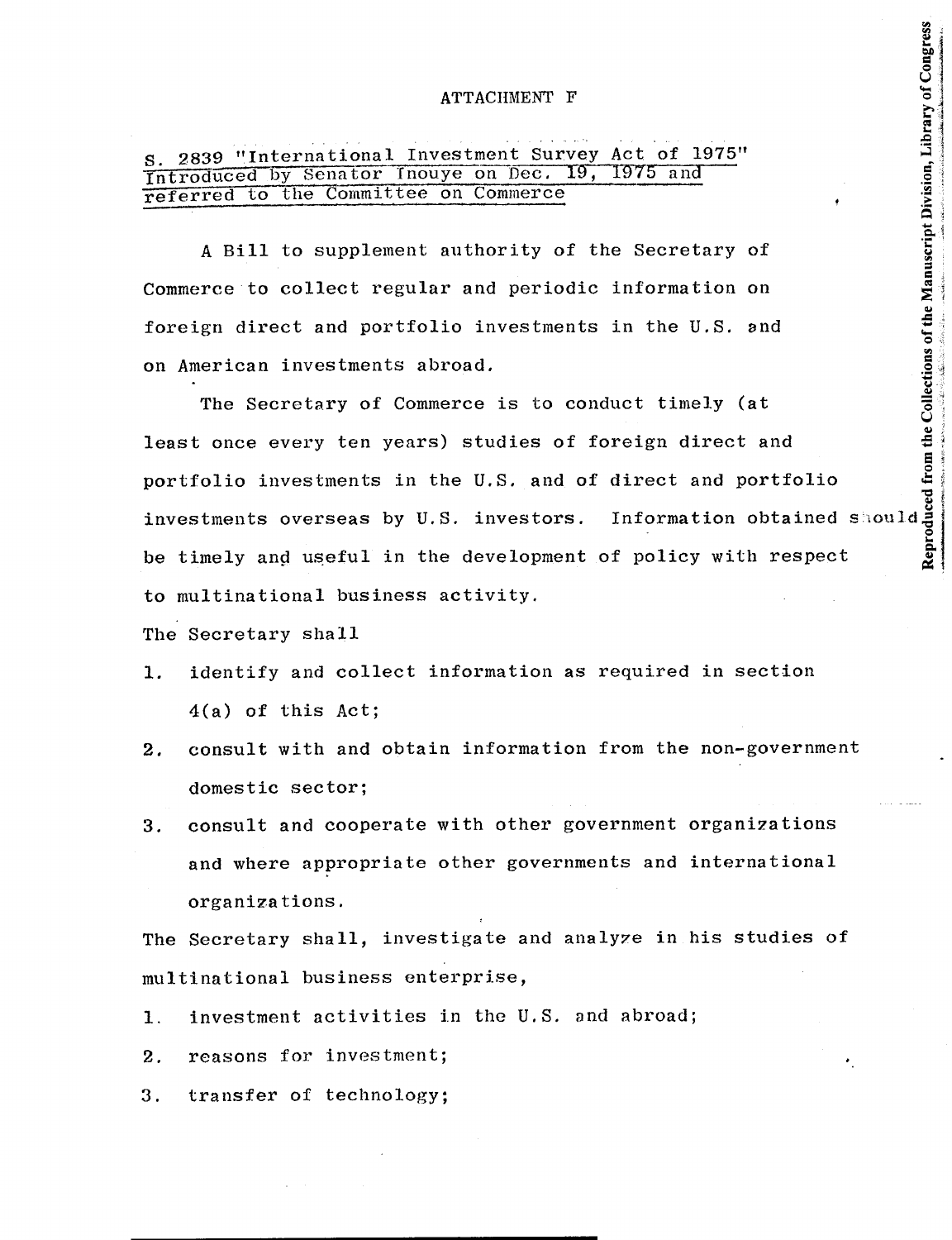ATTACHMENT F

S. 2839 "International Investment Survey Act of 1975" Introduced by Senator Inouye on Dec. 19, 1975 and referred to the Committee on Commerce

A Bill to supplement authority of the Secretary of Commerce to collect regular and periodic information on foreign direct and portfolio investments in the U.S. and on American investments abroad.

The Secretary of Commerce is to conduct timely (at least once every ten years) studies of foreign direct and portfolio investments in the U.S. and of direct and portfolio investments overseas by U.S. investors. Information obtained should be timely and useful in the development of policy with respect to multinational business activity.

The Secretary shall

1. identify and collect information as required in section 4(a) of this Act;
2. consult with and obtain information from the non-government domestic sector;
3. consult and cooperate with other government organizations and where appropriate other governments and international organizations.

The Secretary shall, investigate and analyze in his studies of multinational business enterprise,

1. investment activities in the U.S. and abroad;
2. reasons for investment;
3. transfer of technology;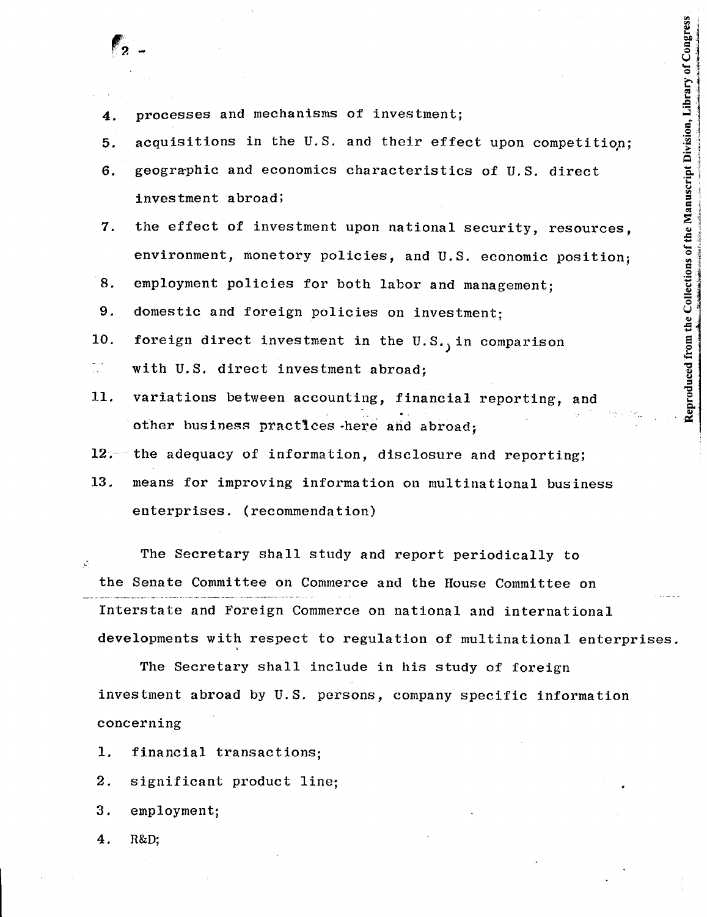4. processes and mechanisms of investment;
5. acquisitions in the U.S. and their effect upon competition;
6. geographic and economics characteristics of U.S. direct investment abroad;
7. the effect of investment upon national security, resources, environment, monetory policies, and U.S. economic position;
8. employment policies for both labor and management;
9. domestic and foreign policies on investment;
10. foreign direct investment in the U.S., in comparison with U.S. direct investment abroad;
11. variations between accounting, financial reporting, and other business practices here and abroad;
12. the adequacy of information, disclosure and reporting;
13. means for improving information on multinational business enterprises. (recommendation)

The Secretary shall study and report periodically to the Senate Committee on Commerce and the House Committee on Interstate and Foreign Commerce on national and international developments with respect to regulation of multinational enterprises.

The Secretary shall include in his study of foreign investment abroad by U.S. persons, company specific information concerning

1. financial transactions;
2. significant product line;
3. employment;
4. R&D;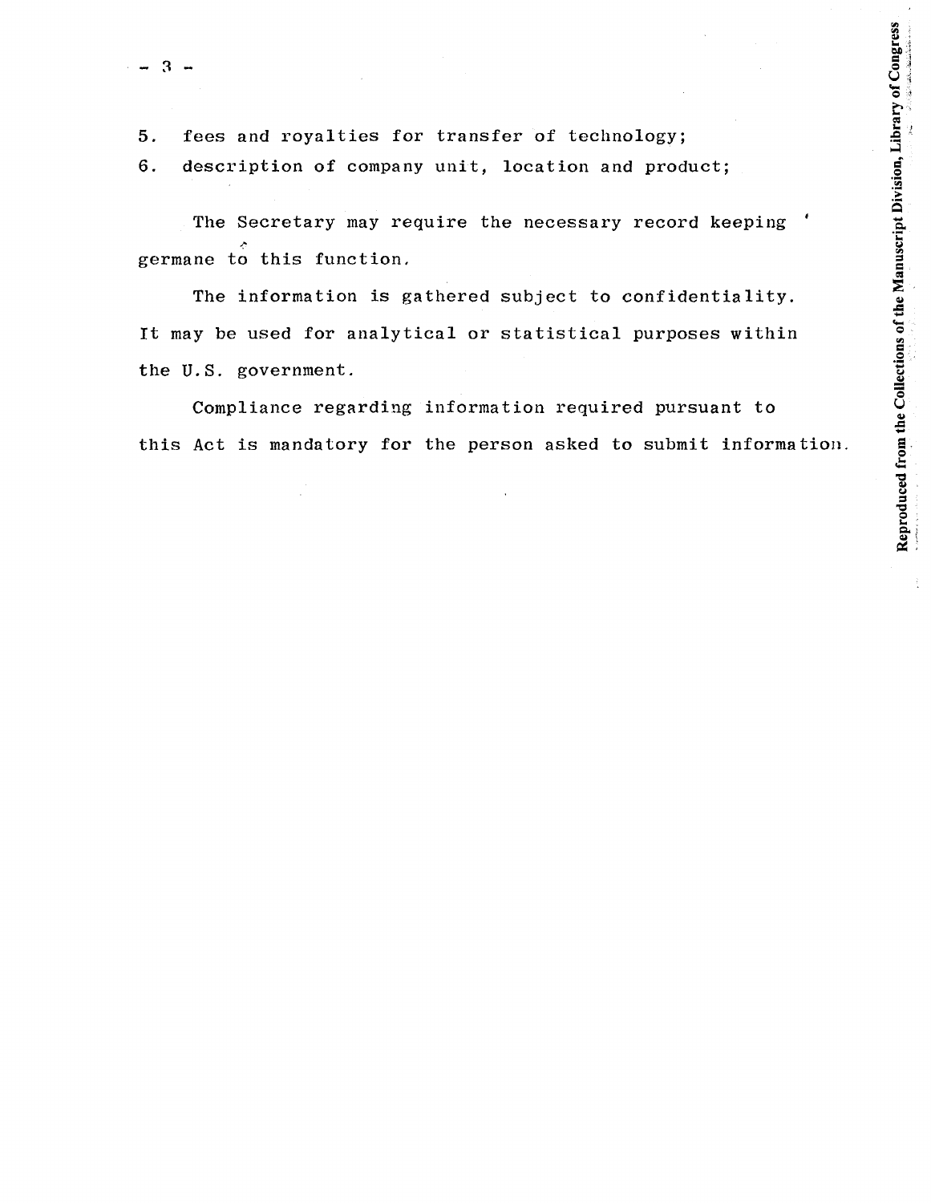5. fees and royalties for transfer of technology;
6. description of company unit, location and product;

The Secretary may require the necessary record keeping germane to this function.

The information is gathered subject to confidentiality. It may be used for analytical or statistical purposes within the U.S. government.

Compliance regarding information required pursuant to this Act is mandatory for the person asked to submit information.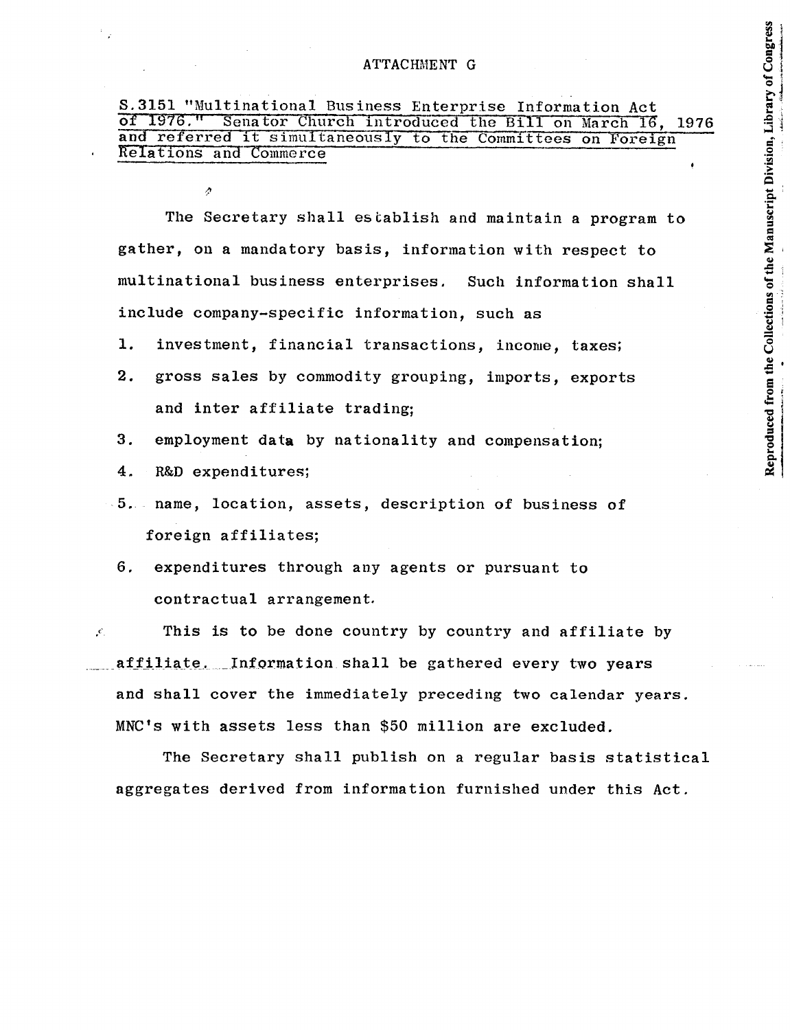ATTACHMENT G

S.3151 "Multinational Business Enterprise Information Act of 1976." Senator Church introduced the Bill on March 16, 1976 and referred it simultaneously to the Committees on Foreign Relations and Commerce

The Secretary shall establish and maintain a program to gather, on a mandatory basis, information with respect to multinational business enterprises. Such information shall include company-specific information, such as

1. investment, financial transactions, income, taxes;
2. gross sales by commodity grouping, imports, exports and inter affiliate trading;
3. employment data by nationality and compensation;
4. R&D expenditures;
5. name, location, assets, description of business of foreign affiliates;
6. expenditures through any agents or pursuant to contractual arrangement.

This is to be done country by country and affiliate by affiliate. Information shall be gathered every two years and shall cover the immediately preceding two calendar years. MNC's with assets less than $50 million are excluded.

The Secretary shall publish on a regular basis statistical aggregates derived from information furnished under this Act.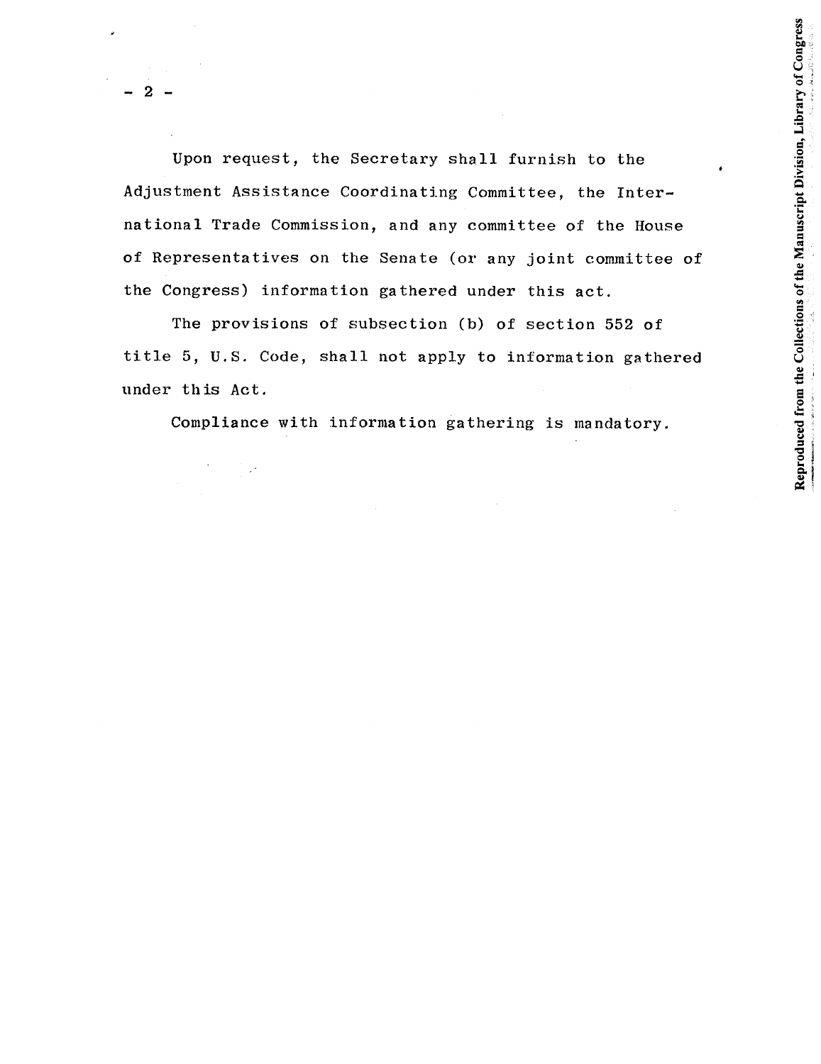Upon request, the Secretary shall furnish to the Adjustment Assistance Coordinating Committee, the International Trade Commission, and any committee of the House of Representatives on the Senate (or any joint committee of the Congress) information gathered under this act.

The provisions of subsection (b) of section 552 of title 5, U.S. Code, shall not apply to information gathered under this Act.

Compliance with information gathering is mandatory.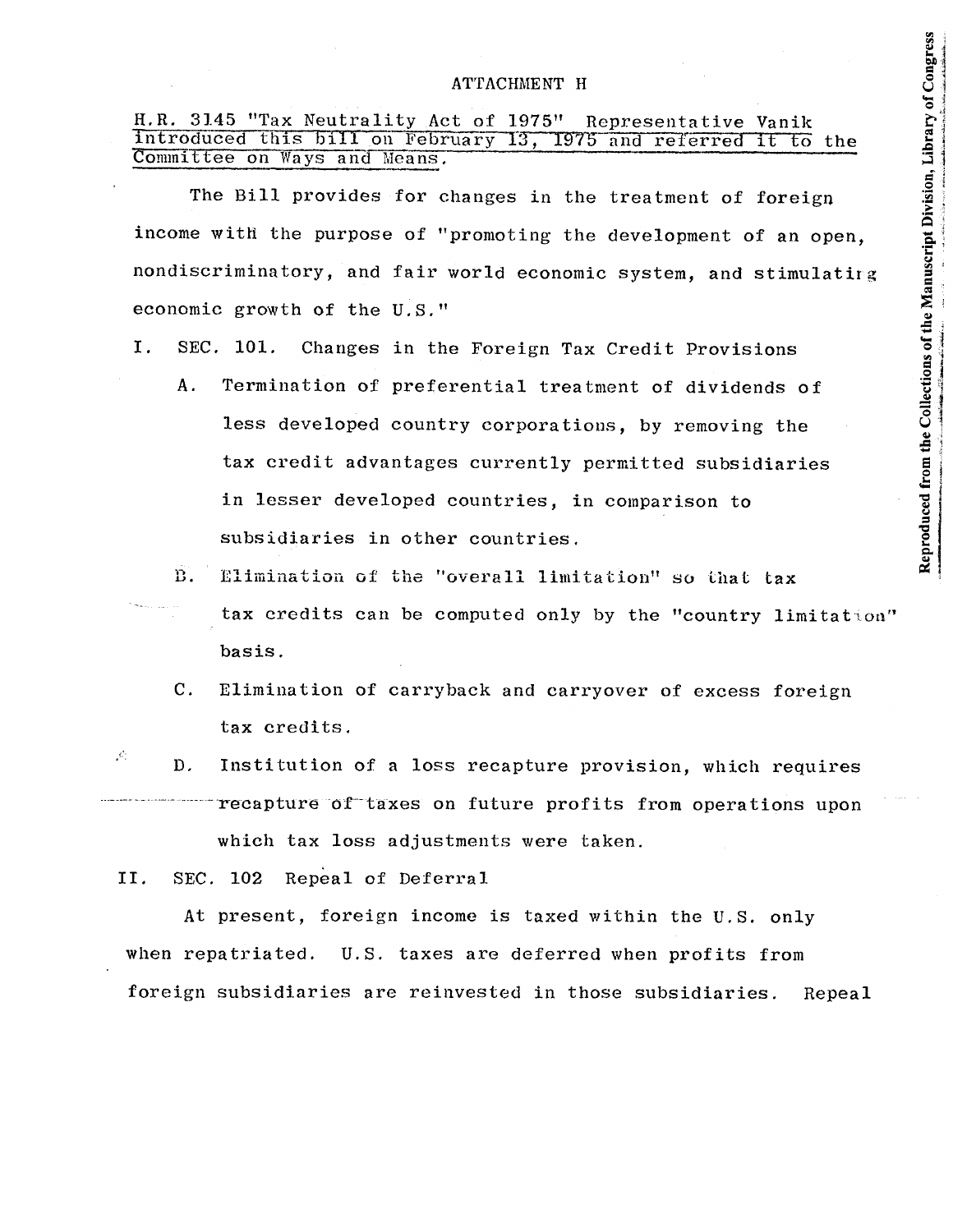ATTACHMENT H

H.R. 3145 "Tax Neutrality Act of 1975" Representative Vanik introduced this bill on February 13, 1975 and referred it to the Committee on Ways and Means.

The Bill provides for changes in the treatment of foreign income with the purpose of "promoting the development of an open, nondiscriminatory, and fair world economic system, and stimulating economic growth of the U.S."

I. SEC. 101. Changes in the Foreign Tax Credit Provisions

   A. Termination of preferential treatment of dividends of less developed country corporations, by removing the tax credit advantages currently permitted subsidiaries in lesser developed countries, in comparison to subsidiaries in other countries.

   B. Elimination of the "overall limitation" so that tax tax credits can be computed only by the "country limitation" basis.

   C. Elimination of carryback and carryover of excess foreign tax credits.

   D. Institution of a loss recapture provision, which requires recapture of taxes on future profits from operations upon which tax loss adjustments were taken.

II. SEC. 102 Repeal of Deferral

At present, foreign income is taxed within the U.S. only when repatriated. U.S. taxes are deferred when profits from foreign subsidiaries are reinvested in those subsidiaries. Repeal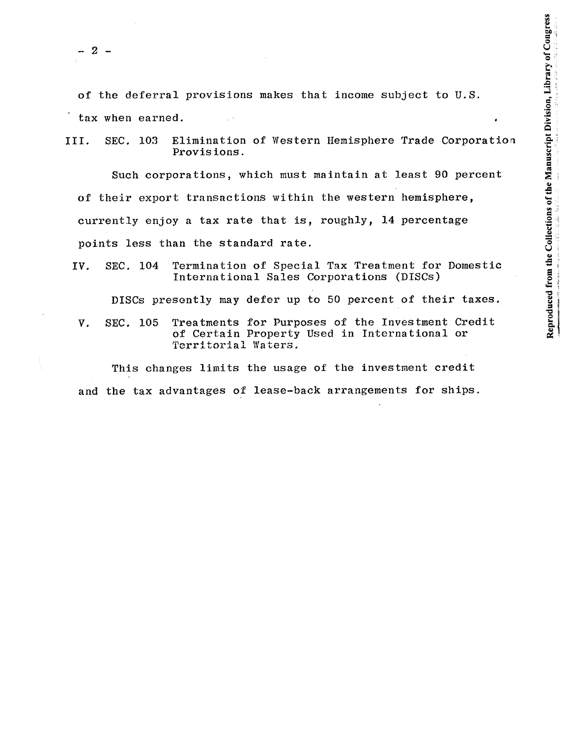of the deferral provisions makes that income subject to U.S. tax when earned.

III. SEC. 103 Elimination of Western Hemisphere Trade Corporation Provisions.

Such corporations, which must maintain at least 90 percent of their export transactions within the western hemisphere, currently enjoy a tax rate that is, roughly, 14 percentage points less than the standard rate.

IV. SEC. 104 Termination of Special Tax Treatment for Domestic International Sales Corporations (DISCs)

DISCs presently may defer up to 50 percent of their taxes.

V. SEC. 105 Treatments for Purposes of the Investment Credit of Certain Property Used in International or Territorial Waters.

This changes limits the usage of the investment credit and the tax advantages of lease-back arrangements for ships.